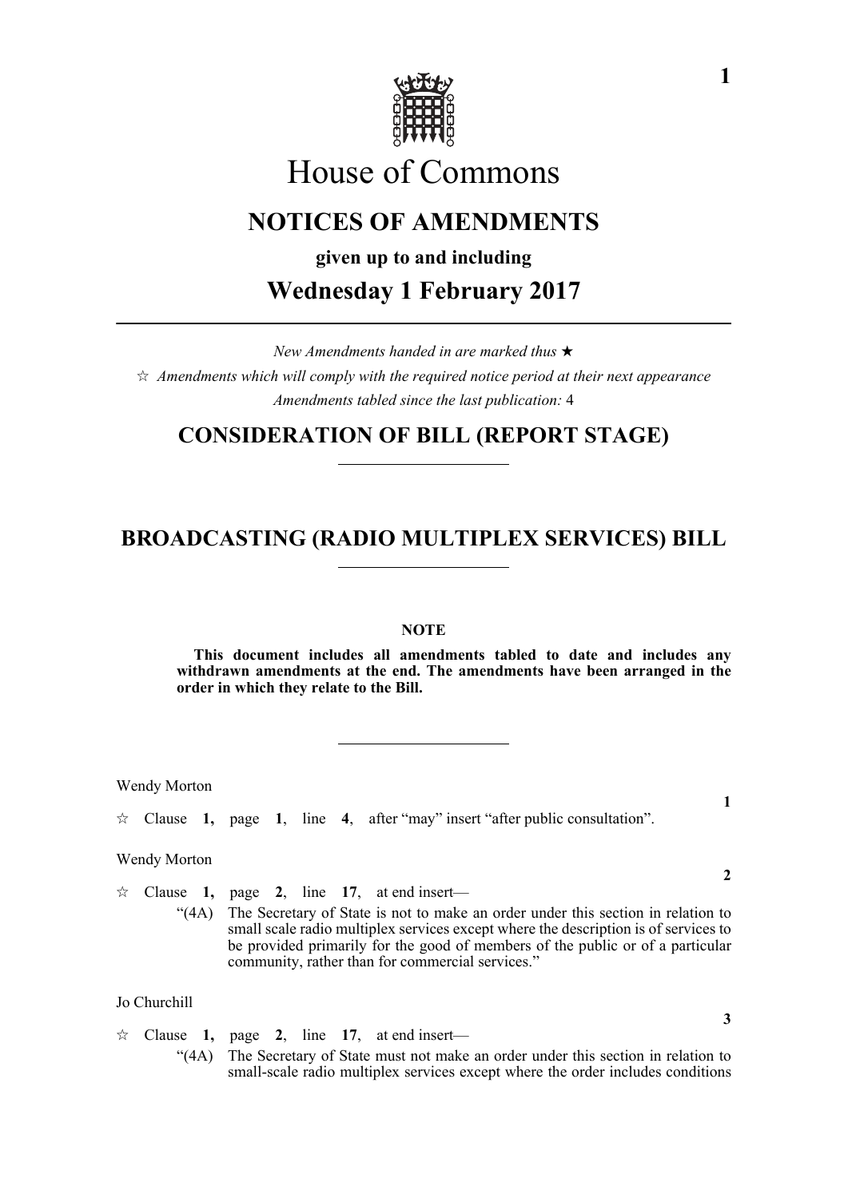# House of Commons

## NOTICES OF AMENDMENTS

**given up to and including**

## Wednesday 1 February 2017

*New Amendments handed in are marked thus* ★

☆ *Amendments which will comply with the required notice period at their next appearance*

*Amendments tabled since the last publication:* 4

## CONSIDERATION OF BILL (REPORT STAGE)

## BROADCASTING (RADIO MULTIPLEX SERVICES) BILL

**NOTE**

**This document includes all amendments tabled to date and includes any withdrawn amendments at the end. The amendments have been arranged in the order in which they relate to the Bill.**

Wendy Morton

**1**

☆ Clause **1,** page **1**, line **4**, after "may" insert "after public consultation".

Wendy Morton

**2**

☆ Clause **1,** page **2**, line **17**, at end insert—

"(4A) The Secretary of State is not to make an order under this section in relation to small scale radio multiplex services except where the description is of services to be provided primarily for the good of members of the public or of a particular community, rather than for commercial services."

Jo Churchill

**3**

☆ Clause **1,** page **2**, line **17**, at end insert—

"(4A) The Secretary of State must not make an order under this section in relation to small-scale radio multiplex services except where the order includes conditions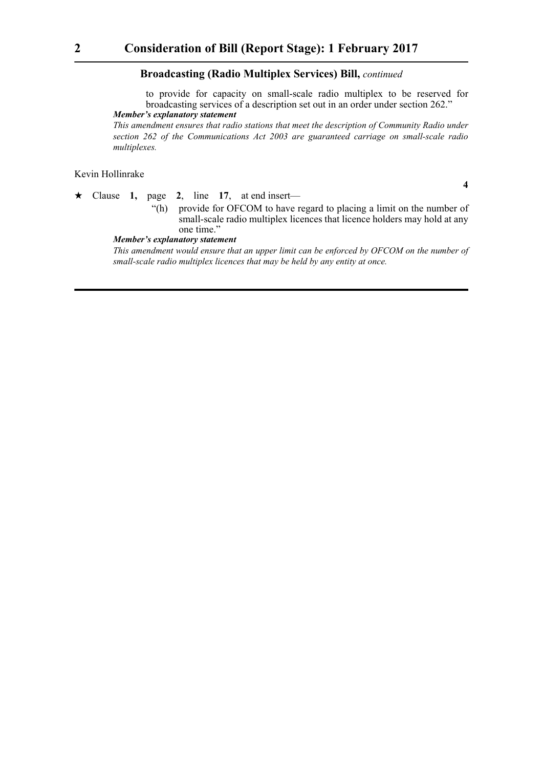## Broadcasting (Radio Multiplex Services) Bill, *continued*

to provide for capacity on small-scale radio multiplex to be reserved for broadcasting services of a description set out in an order under section 262."

***Member's explanatory statement***

*This amendment ensures that radio stations that meet the description of Community Radio under section 262 of the Communications Act 2003 are guaranteed carriage on small-scale radio multiplexes.*

Kevin Hollinrake

**4**

★ Clause **1,** page **2**, line **17**, at end insert—

"(h) provide for OFCOM to have regard to placing a limit on the number of small-scale radio multiplex licences that licence holders may hold at any one time."

***Member's explanatory statement***

*This amendment would ensure that an upper limit can be enforced by OFCOM on the number of small-scale radio multiplex licences that may be held by any entity at once.*